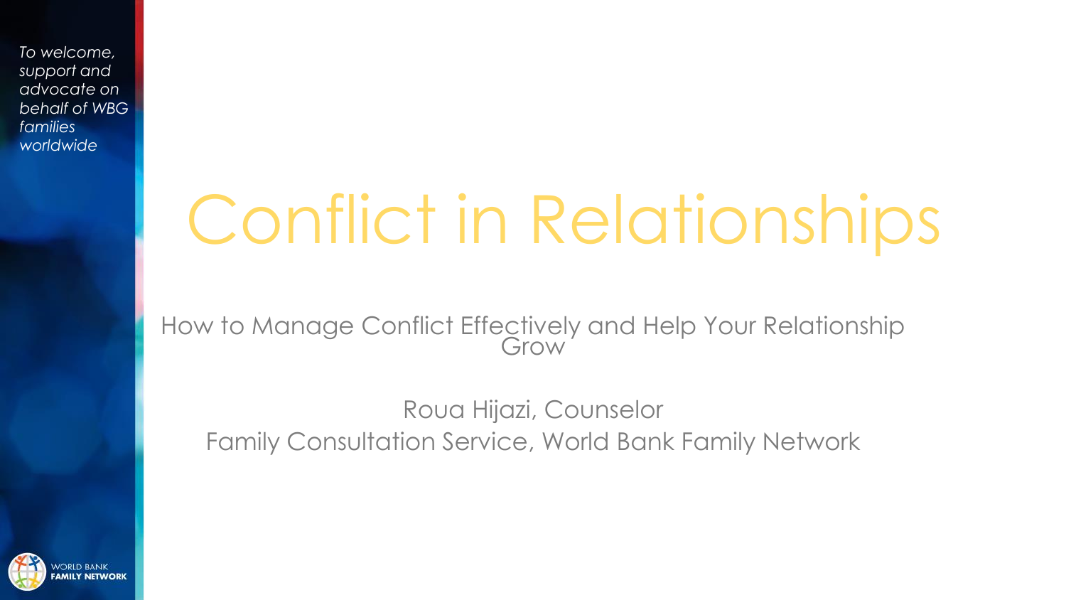*To welcome, support and advocate on behalf of WBG families worldwide*

# Conflict in Relationships

How to Manage Conflict Effectively and Help Your Relationship Grow

Roua Hijazi, Counselor
Family Consultation Service, World Bank Family Network

WORLD BANK **FAMILY NETWORK**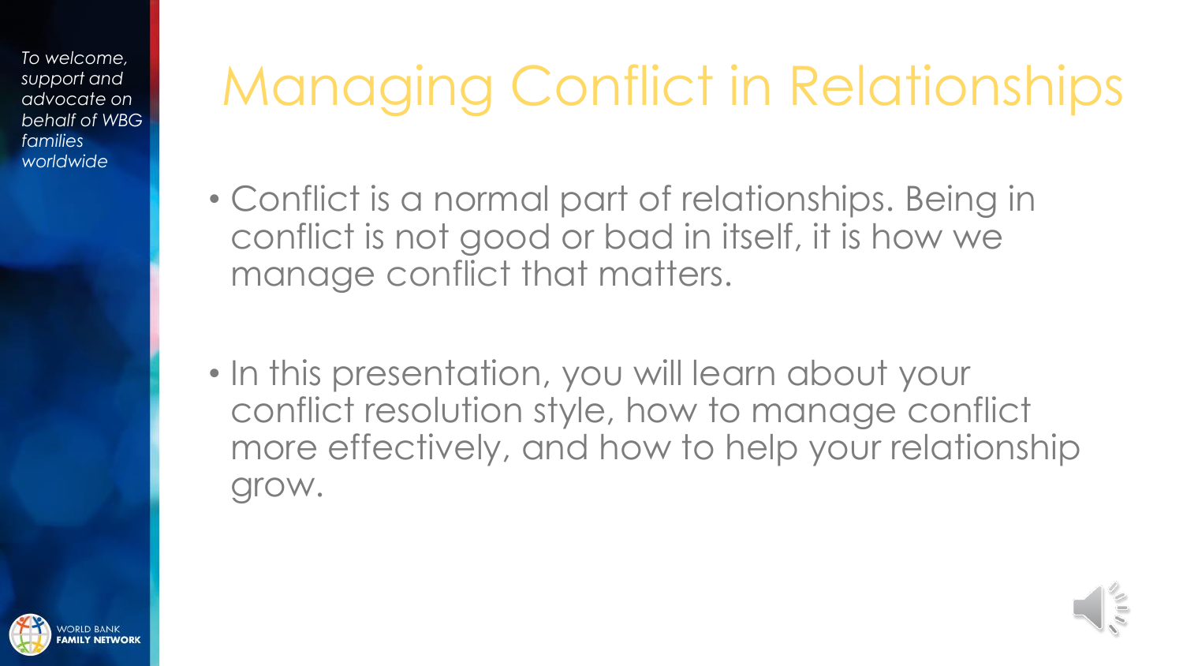*To welcome, support and advocate on behalf of WBG families worldwide*

# Managing Conflict in Relationships

- Conflict is a normal part of relationships. Being in conflict is not good or bad in itself, it is how we manage conflict that matters.

- In this presentation, you will learn about your conflict resolution style, how to manage conflict more effectively, and how to help your relationship grow.

WORLD BANK FAMILY NETWORK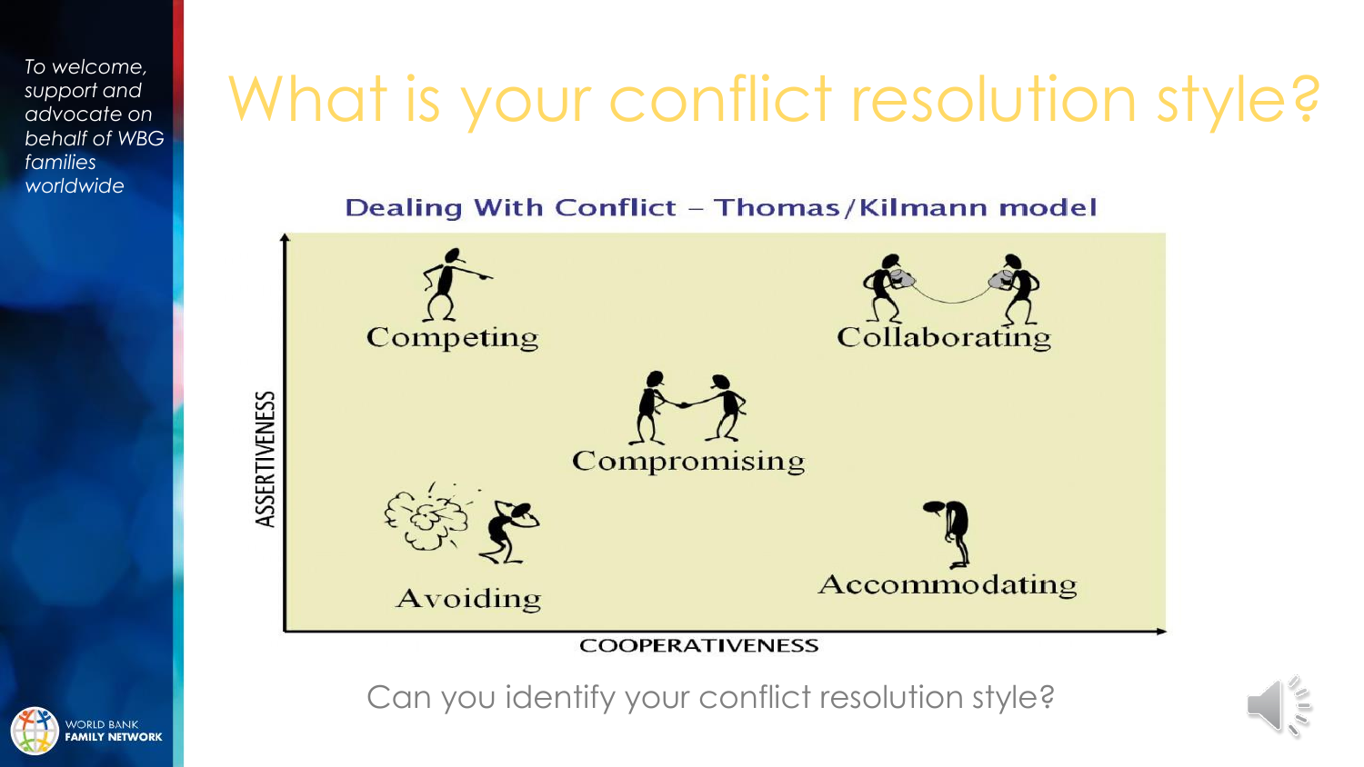*To welcome, support and advocate on behalf of WBG families worldwide*

# What is your conflict resolution style?

**Dealing With Conflict – Thomas/Kilmann model**

ASSERTIVENESS

Competing

Collaborating

Compromising

Avoiding

Accommodating

COOPERATIVENESS

Can you identify your conflict resolution style?

WORLD BANK FAMILY NETWORK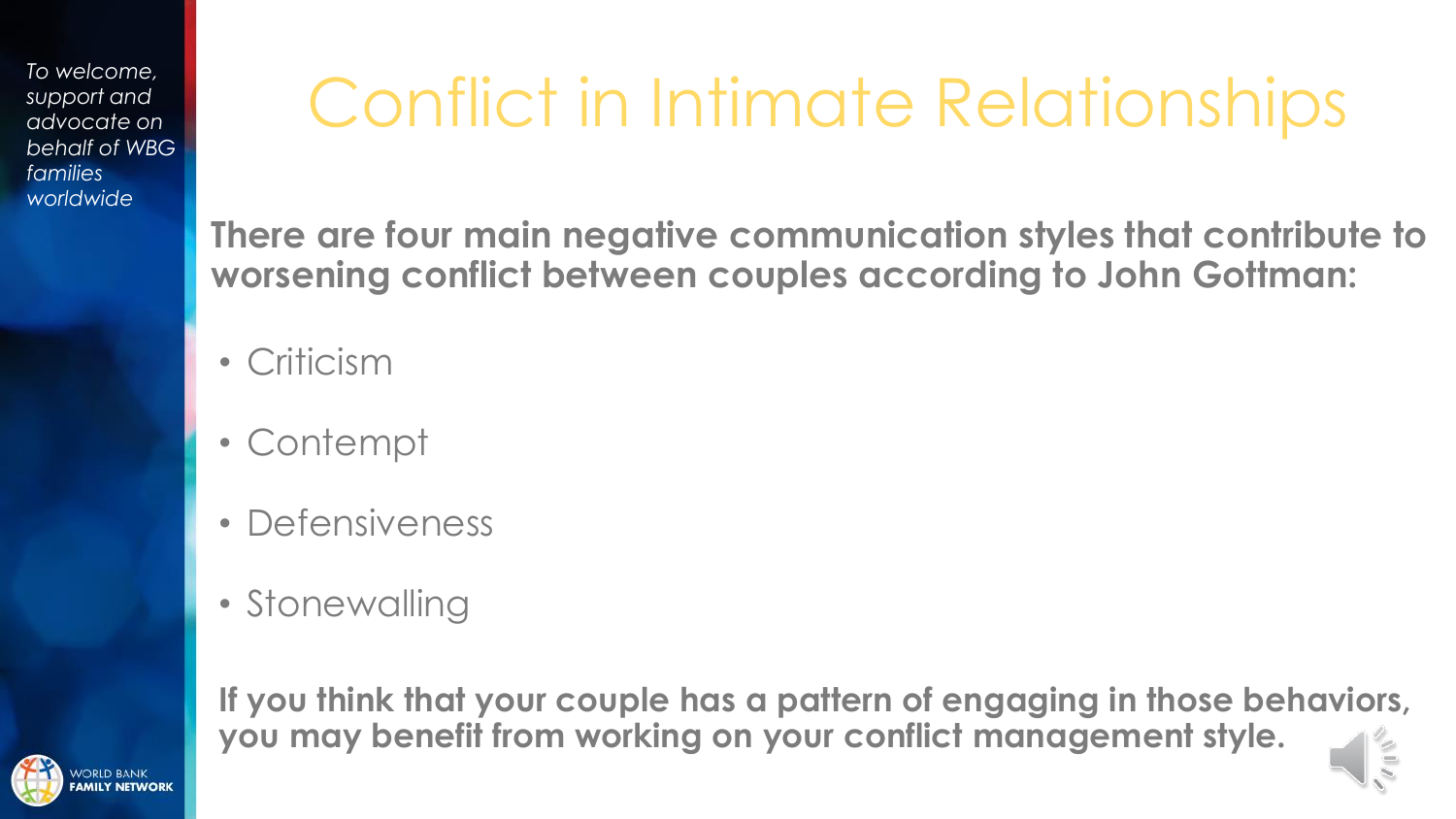*To welcome, support and advocate on behalf of WBG families worldwide*

# Conflict in Intimate Relationships

**There are four main negative communication styles that contribute to worsening conflict between couples according to John Gottman:**

- Criticism
- Contempt
- Defensiveness
- Stonewalling

**If you think that your couple has a pattern of engaging in those behaviors, you may benefit from working on your conflict management style.**

WORLD BANK FAMILY NETWORK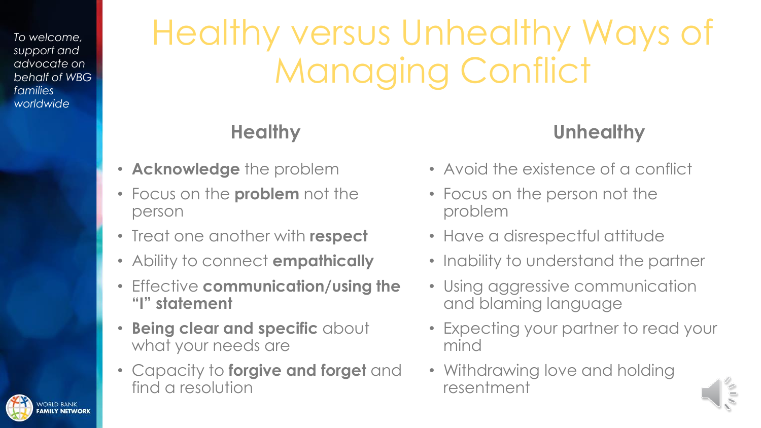*To welcome, support and advocate on behalf of WBG families worldwide*

# Healthy versus Unhealthy Ways of Managing Conflict

## Healthy

- **Acknowledge** the problem
- Focus on the **problem** not the person
- Treat one another with **respect**
- Ability to connect **empathically**
- Effective **communication/using the "I" statement**
- **Being clear and specific** about what your needs are
- Capacity to **forgive and forget** and find a resolution

## Unhealthy

- Avoid the existence of a conflict
- Focus on the person not the problem
- Have a disrespectful attitude
- Inability to understand the partner
- Using aggressive communication and blaming language
- Expecting your partner to read your mind
- Withdrawing love and holding resentment

WORLD BANK **FAMILY NETWORK**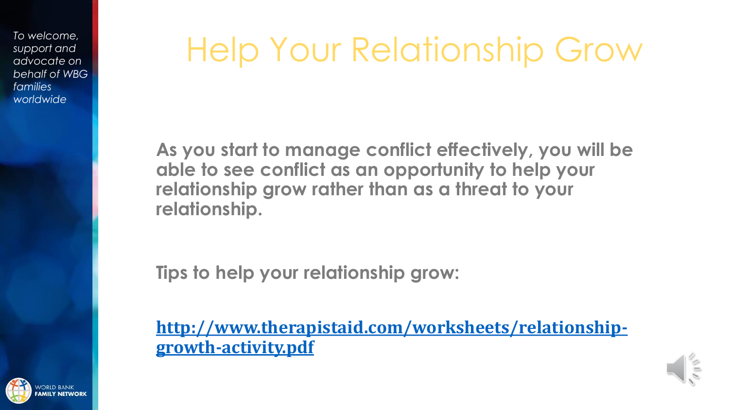*To welcome, support and advocate on behalf of WBG families worldwide*

# Help Your Relationship Grow

**As you start to manage conflict effectively, you will be able to see conflict as an opportunity to help your relationship grow rather than as a threat to your relationship.**

**Tips to help your relationship grow:**

**http://www.therapistaid.com/worksheets/relationship-growth-activity.pdf**

WORLD BANK FAMILY NETWORK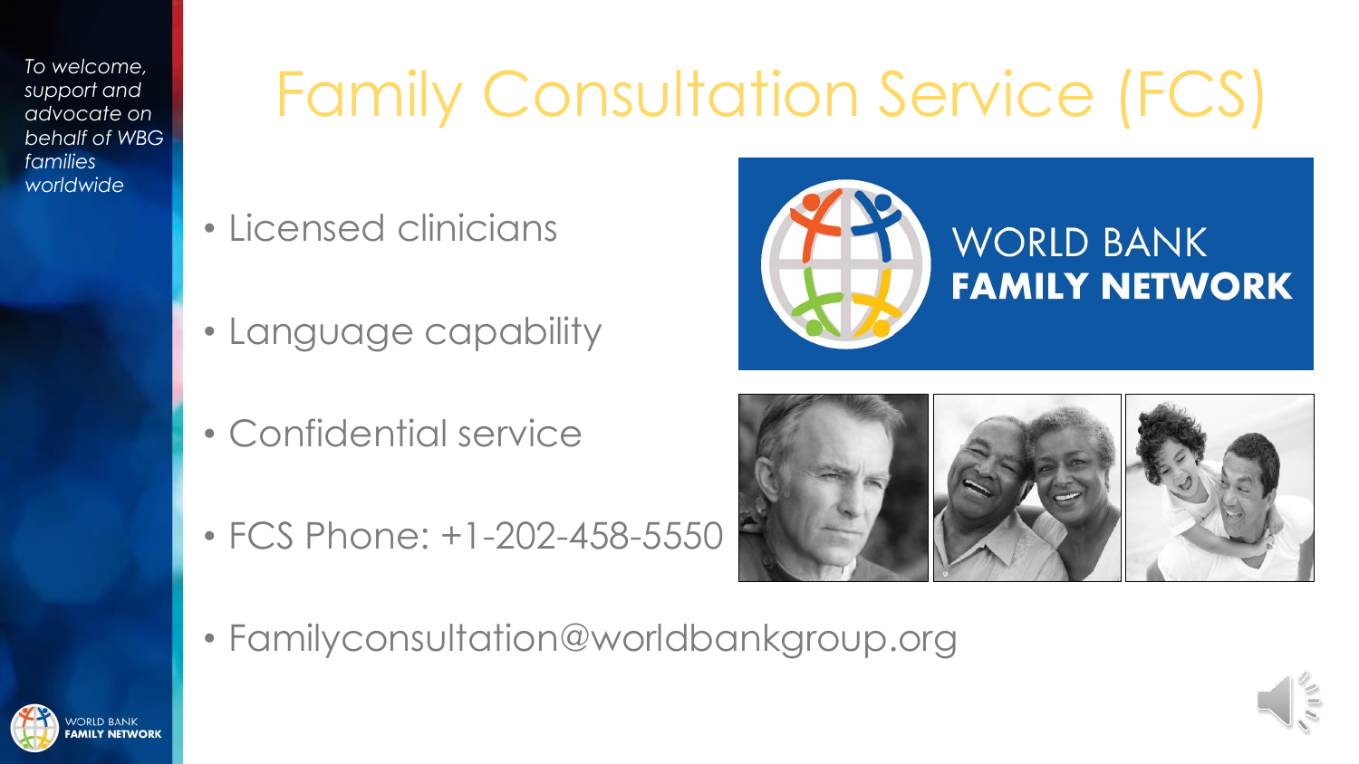*To welcome, support and advocate on behalf of WBG families worldwide*

# Family Consultation Service (FCS)

- Licensed clinicians
- Language capability
- Confidential service
- FCS Phone: +1-202-458-5550
- Familyconsultation@worldbankgroup.org

WORLD BANK **FAMILY NETWORK**